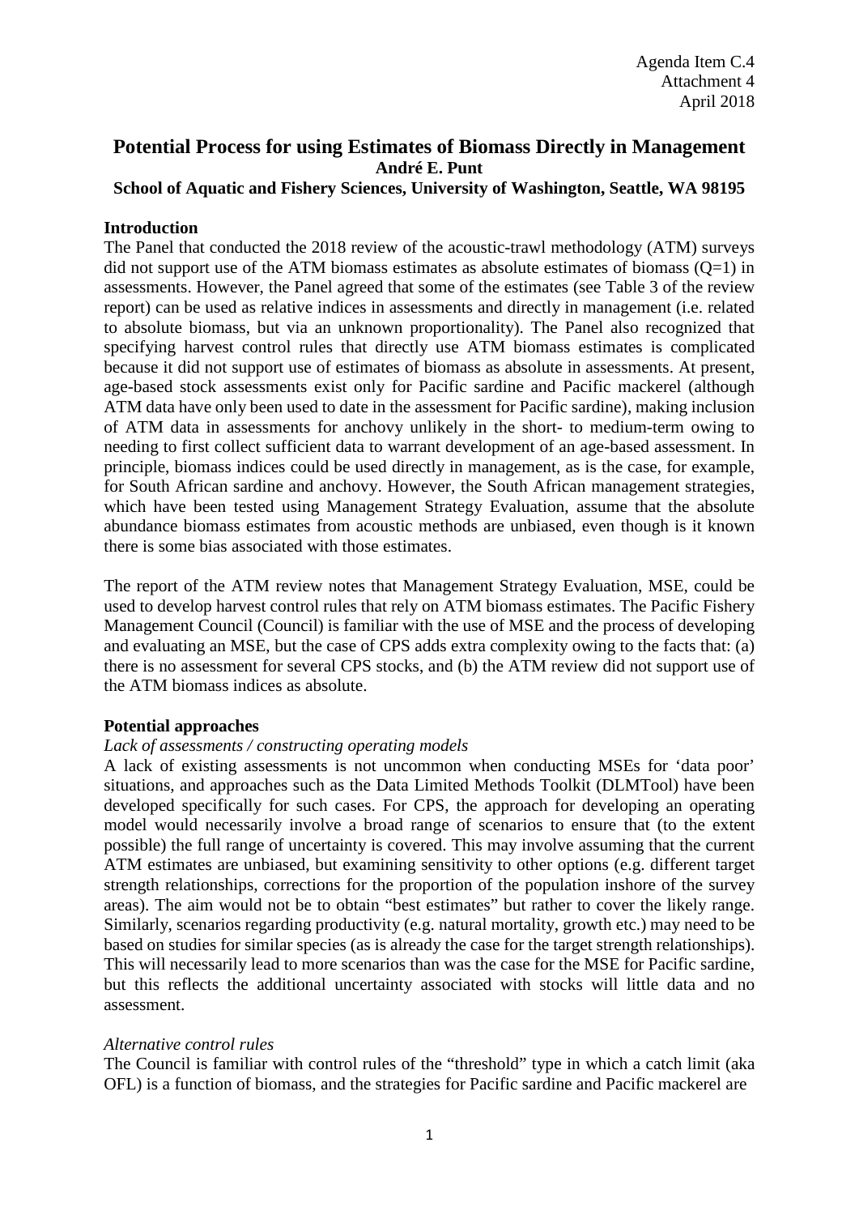Agenda Item C.4
Attachment 4
April 2018

# Potential Process for using Estimates of Biomass Directly in Management

**André E. Punt**

**School of Aquatic and Fishery Sciences, University of Washington, Seattle, WA 98195**

## Introduction

The Panel that conducted the 2018 review of the acoustic-trawl methodology (ATM) surveys did not support use of the ATM biomass estimates as absolute estimates of biomass (Q=1) in assessments. However, the Panel agreed that some of the estimates (see Table 3 of the review report) can be used as relative indices in assessments and directly in management (i.e. related to absolute biomass, but via an unknown proportionality). The Panel also recognized that specifying harvest control rules that directly use ATM biomass estimates is complicated because it did not support use of estimates of biomass as absolute in assessments. At present, age-based stock assessments exist only for Pacific sardine and Pacific mackerel (although ATM data have only been used to date in the assessment for Pacific sardine), making inclusion of ATM data in assessments for anchovy unlikely in the short- to medium-term owing to needing to first collect sufficient data to warrant development of an age-based assessment. In principle, biomass indices could be used directly in management, as is the case, for example, for South African sardine and anchovy. However, the South African management strategies, which have been tested using Management Strategy Evaluation, assume that the absolute abundance biomass estimates from acoustic methods are unbiased, even though is it known there is some bias associated with those estimates.

The report of the ATM review notes that Management Strategy Evaluation, MSE, could be used to develop harvest control rules that rely on ATM biomass estimates. The Pacific Fishery Management Council (Council) is familiar with the use of MSE and the process of developing and evaluating an MSE, but the case of CPS adds extra complexity owing to the facts that: (a) there is no assessment for several CPS stocks, and (b) the ATM review did not support use of the ATM biomass indices as absolute.

## Potential approaches

### *Lack of assessments / constructing operating models*

A lack of existing assessments is not uncommon when conducting MSEs for 'data poor' situations, and approaches such as the Data Limited Methods Toolkit (DLMTool) have been developed specifically for such cases. For CPS, the approach for developing an operating model would necessarily involve a broad range of scenarios to ensure that (to the extent possible) the full range of uncertainty is covered. This may involve assuming that the current ATM estimates are unbiased, but examining sensitivity to other options (e.g. different target strength relationships, corrections for the proportion of the population inshore of the survey areas). The aim would not be to obtain "best estimates" but rather to cover the likely range. Similarly, scenarios regarding productivity (e.g. natural mortality, growth etc.) may need to be based on studies for similar species (as is already the case for the target strength relationships). This will necessarily lead to more scenarios than was the case for the MSE for Pacific sardine, but this reflects the additional uncertainty associated with stocks will little data and no assessment.

### *Alternative control rules*

The Council is familiar with control rules of the "threshold" type in which a catch limit (aka OFL) is a function of biomass, and the strategies for Pacific sardine and Pacific mackerel are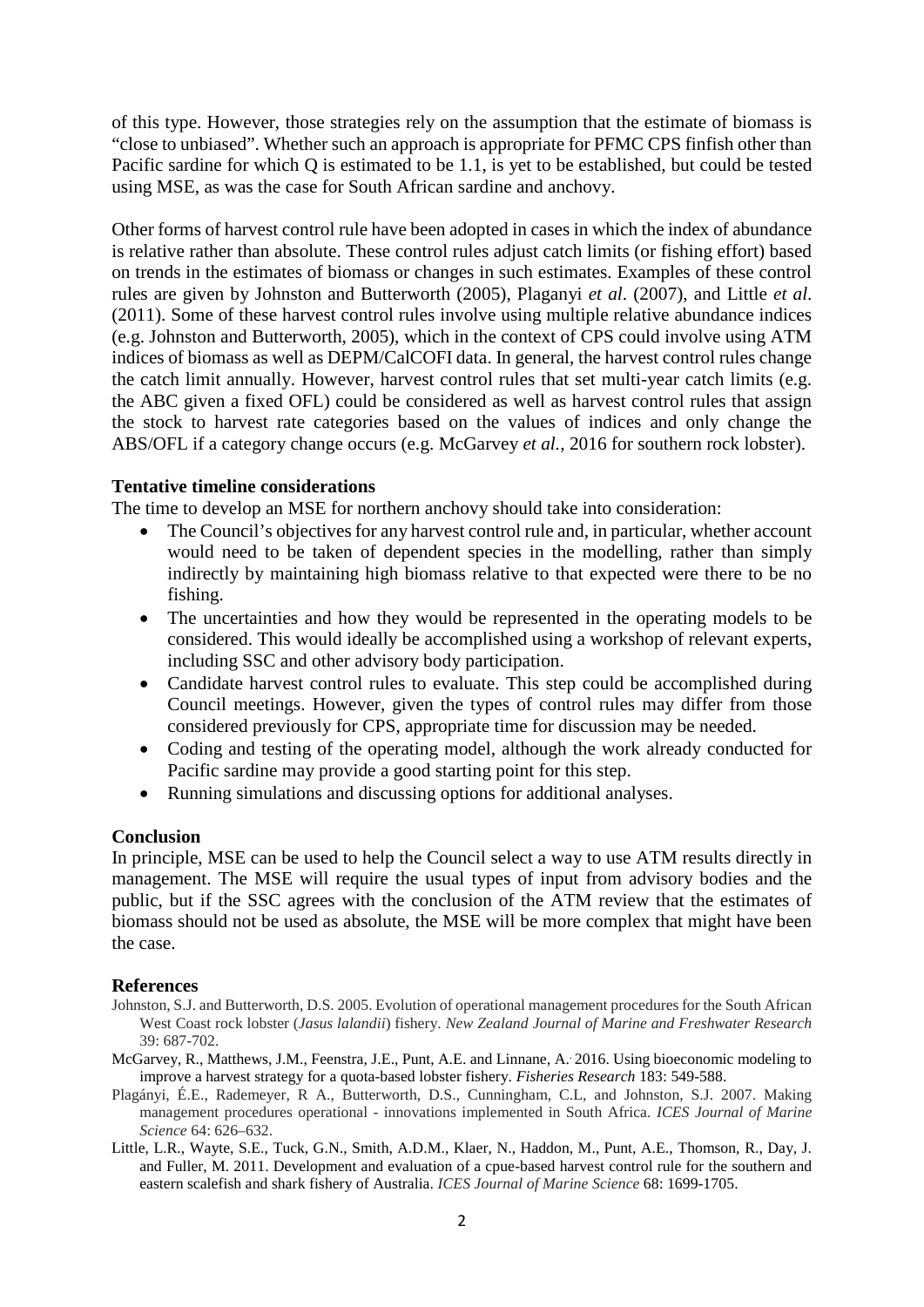of this type. However, those strategies rely on the assumption that the estimate of biomass is "close to unbiased". Whether such an approach is appropriate for PFMC CPS finfish other than Pacific sardine for which Q is estimated to be 1.1, is yet to be established, but could be tested using MSE, as was the case for South African sardine and anchovy.

Other forms of harvest control rule have been adopted in cases in which the index of abundance is relative rather than absolute. These control rules adjust catch limits (or fishing effort) based on trends in the estimates of biomass or changes in such estimates. Examples of these control rules are given by Johnston and Butterworth (2005), Plaganyi *et al*. (2007), and Little *et al*. (2011). Some of these harvest control rules involve using multiple relative abundance indices (e.g. Johnston and Butterworth, 2005), which in the context of CPS could involve using ATM indices of biomass as well as DEPM/CalCOFI data. In general, the harvest control rules change the catch limit annually. However, harvest control rules that set multi-year catch limits (e.g. the ABC given a fixed OFL) could be considered as well as harvest control rules that assign the stock to harvest rate categories based on the values of indices and only change the ABS/OFL if a category change occurs (e.g. McGarvey *et al.*, 2016 for southern rock lobster).

**Tentative timeline considerations**

The time to develop an MSE for northern anchovy should take into consideration:

- The Council's objectives for any harvest control rule and, in particular, whether account would need to be taken of dependent species in the modelling, rather than simply indirectly by maintaining high biomass relative to that expected were there to be no fishing.
- The uncertainties and how they would be represented in the operating models to be considered. This would ideally be accomplished using a workshop of relevant experts, including SSC and other advisory body participation.
- Candidate harvest control rules to evaluate. This step could be accomplished during Council meetings. However, given the types of control rules may differ from those considered previously for CPS, appropriate time for discussion may be needed.
- Coding and testing of the operating model, although the work already conducted for Pacific sardine may provide a good starting point for this step.
- Running simulations and discussing options for additional analyses.

**Conclusion**

In principle, MSE can be used to help the Council select a way to use ATM results directly in management. The MSE will require the usual types of input from advisory bodies and the public, but if the SSC agrees with the conclusion of the ATM review that the estimates of biomass should not be used as absolute, the MSE will be more complex that might have been the case.

**References**

Johnston, S.J. and Butterworth, D.S. 2005. Evolution of operational management procedures for the South African West Coast rock lobster (*Jasus lalandii*) fishery. *New Zealand Journal of Marine and Freshwater Research* 39: 687-702.

McGarvey, R., Matthews, J.M., Feenstra, J.E., Punt, A.E. and Linnane, A. 2016. Using bioeconomic modeling to improve a harvest strategy for a quota-based lobster fishery. *Fisheries Research* 183: 549-588.

Plagányi, É.E., Rademeyer, R A., Butterworth, D.S., Cunningham, C.L, and Johnston, S.J. 2007. Making management procedures operational - innovations implemented in South Africa. *ICES Journal of Marine Science* 64: 626–632.

Little, L.R., Wayte, S.E., Tuck, G.N., Smith, A.D.M., Klaer, N., Haddon, M., Punt, A.E., Thomson, R., Day, J. and Fuller, M. 2011. Development and evaluation of a cpue-based harvest control rule for the southern and eastern scalefish and shark fishery of Australia. *ICES Journal of Marine Science* 68: 1699-1705.